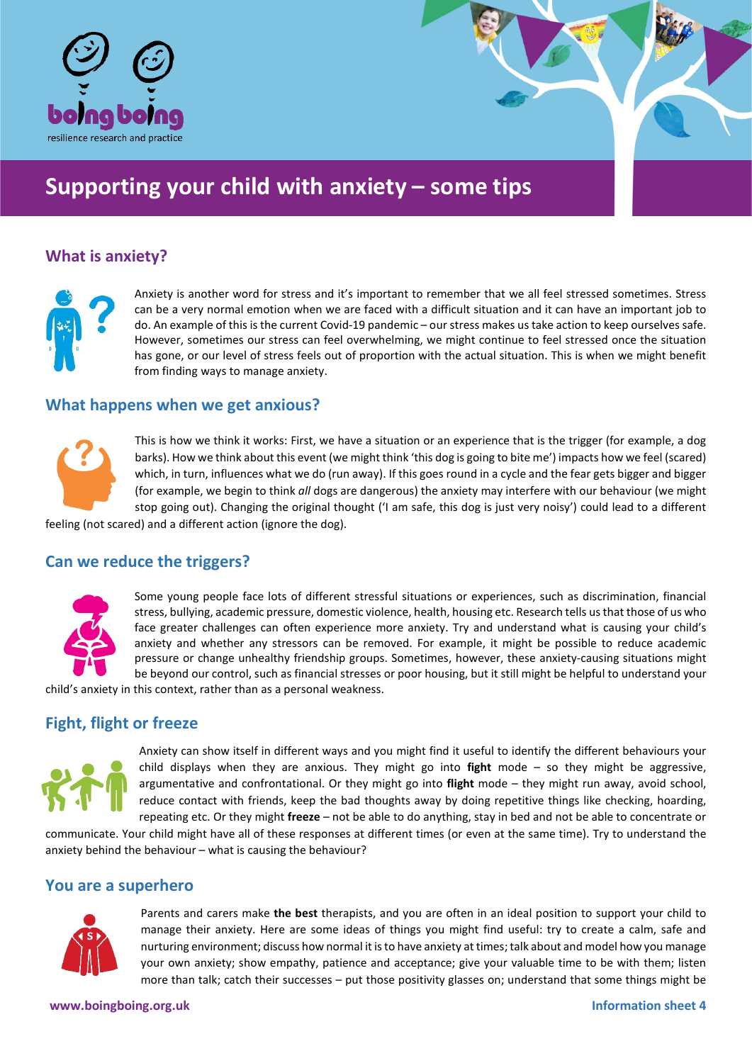boing boing
resilience research and practice

# Supporting your child with anxiety – some tips

## What is anxiety?

Anxiety is another word for stress and it's important to remember that we all feel stressed sometimes. Stress can be a very normal emotion when we are faced with a difficult situation and it can have an important job to do. An example of this is the current Covid-19 pandemic – our stress makes us take action to keep ourselves safe. However, sometimes our stress can feel overwhelming, we might continue to feel stressed once the situation has gone, or our level of stress feels out of proportion with the actual situation. This is when we might benefit from finding ways to manage anxiety.

## What happens when we get anxious?

This is how we think it works: First, we have a situation or an experience that is the trigger (for example, a dog barks). How we think about this event (we might think 'this dog is going to bite me') impacts how we feel (scared) which, in turn, influences what we do (run away). If this goes round in a cycle and the fear gets bigger and bigger (for example, we begin to think *all* dogs are dangerous) the anxiety may interfere with our behaviour (we might stop going out). Changing the original thought ('I am safe, this dog is just very noisy') could lead to a different feeling (not scared) and a different action (ignore the dog).

## Can we reduce the triggers?

Some young people face lots of different stressful situations or experiences, such as discrimination, financial stress, bullying, academic pressure, domestic violence, health, housing etc. Research tells us that those of us who face greater challenges can often experience more anxiety. Try and understand what is causing your child's anxiety and whether any stressors can be removed. For example, it might be possible to reduce academic pressure or change unhealthy friendship groups. Sometimes, however, these anxiety-causing situations might be beyond our control, such as financial stresses or poor housing, but it still might be helpful to understand your child's anxiety in this context, rather than as a personal weakness.

## Fight, flight or freeze

Anxiety can show itself in different ways and you might find it useful to identify the different behaviours your child displays when they are anxious. They might go into **fight** mode – so they might be aggressive, argumentative and confrontational. Or they might go into **flight** mode – they might run away, avoid school, reduce contact with friends, keep the bad thoughts away by doing repetitive things like checking, hoarding, repeating etc. Or they might **freeze** – not be able to do anything, stay in bed and not be able to concentrate or communicate. Your child might have all of these responses at different times (or even at the same time). Try to understand the anxiety behind the behaviour – what is causing the behaviour?

## You are a superhero

Parents and carers make **the best** therapists, and you are often in an ideal position to support your child to manage their anxiety. Here are some ideas of things you might find useful: try to create a calm, safe and nurturing environment; discuss how normal it is to have anxiety at times; talk about and model how you manage your own anxiety; show empathy, patience and acceptance; give your valuable time to be with them; listen more than talk; catch their successes – put those positivity glasses on; understand that some things might be

www.boingboing.org.uk

Information sheet 4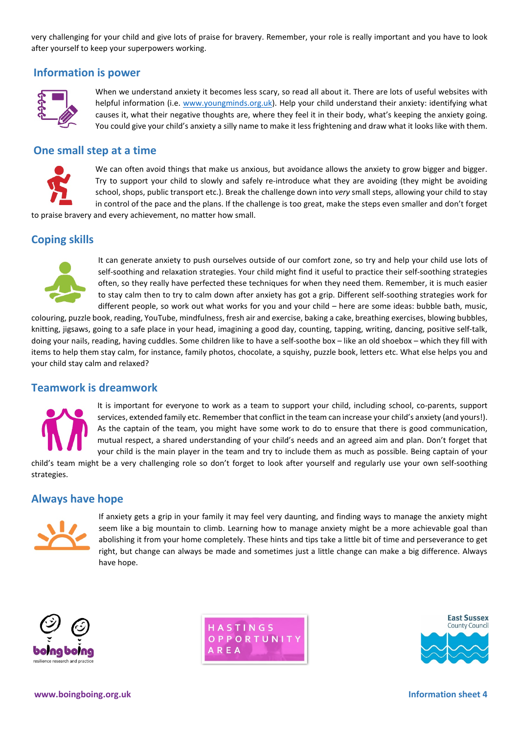very challenging for your child and give lots of praise for bravery. Remember, your role is really important and you have to look after yourself to keep your superpowers working.

## Information is power

When we understand anxiety it becomes less scary, so read all about it. There are lots of useful websites with helpful information (i.e. www.youngminds.org.uk). Help your child understand their anxiety: identifying what causes it, what their negative thoughts are, where they feel it in their body, what's keeping the anxiety going. You could give your child's anxiety a silly name to make it less frightening and draw what it looks like with them.

## One small step at a time

We can often avoid things that make us anxious, but avoidance allows the anxiety to grow bigger and bigger. Try to support your child to slowly and safely re-introduce what they are avoiding (they might be avoiding school, shops, public transport etc.). Break the challenge down into *very* small steps, allowing your child to stay in control of the pace and the plans. If the challenge is too great, make the steps even smaller and don't forget to praise bravery and every achievement, no matter how small.

## Coping skills

It can generate anxiety to push ourselves outside of our comfort zone, so try and help your child use lots of self-soothing and relaxation strategies. Your child might find it useful to practice their self-soothing strategies often, so they really have perfected these techniques for when they need them. Remember, it is much easier to stay calm then to try to calm down after anxiety has got a grip. Different self-soothing strategies work for different people, so work out what works for you and your child – here are some ideas: bubble bath, music, colouring, puzzle book, reading, YouTube, mindfulness, fresh air and exercise, baking a cake, breathing exercises, blowing bubbles, knitting, jigsaws, going to a safe place in your head, imagining a good day, counting, tapping, writing, dancing, positive self-talk, doing your nails, reading, having cuddles. Some children like to have a self-soothe box – like an old shoebox – which they fill with items to help them stay calm, for instance, family photos, chocolate, a squishy, puzzle book, letters etc. What else helps you and your child stay calm and relaxed?

## Teamwork is dreamwork

It is important for everyone to work as a team to support your child, including school, co-parents, support services, extended family etc. Remember that conflict in the team can increase your child's anxiety (and yours!). As the captain of the team, you might have some work to do to ensure that there is good communication, mutual respect, a shared understanding of your child's needs and an agreed aim and plan. Don't forget that your child is the main player in the team and try to include them as much as possible. Being captain of your child's team might be a very challenging role so don't forget to look after yourself and regularly use your own self-soothing strategies.

## Always have hope

If anxiety gets a grip in your family it may feel very daunting, and finding ways to manage the anxiety might seem like a big mountain to climb. Learning how to manage anxiety might be a more achievable goal than abolishing it from your home completely. These hints and tips take a little bit of time and perseverance to get right, but change can always be made and sometimes just a little change can make a big difference. Always have hope.

boingboing resilience research and practice

HASTINGS OPPORTUNITY AREA

East Sussex County Council

www.boingboing.org.uk

Information sheet 4